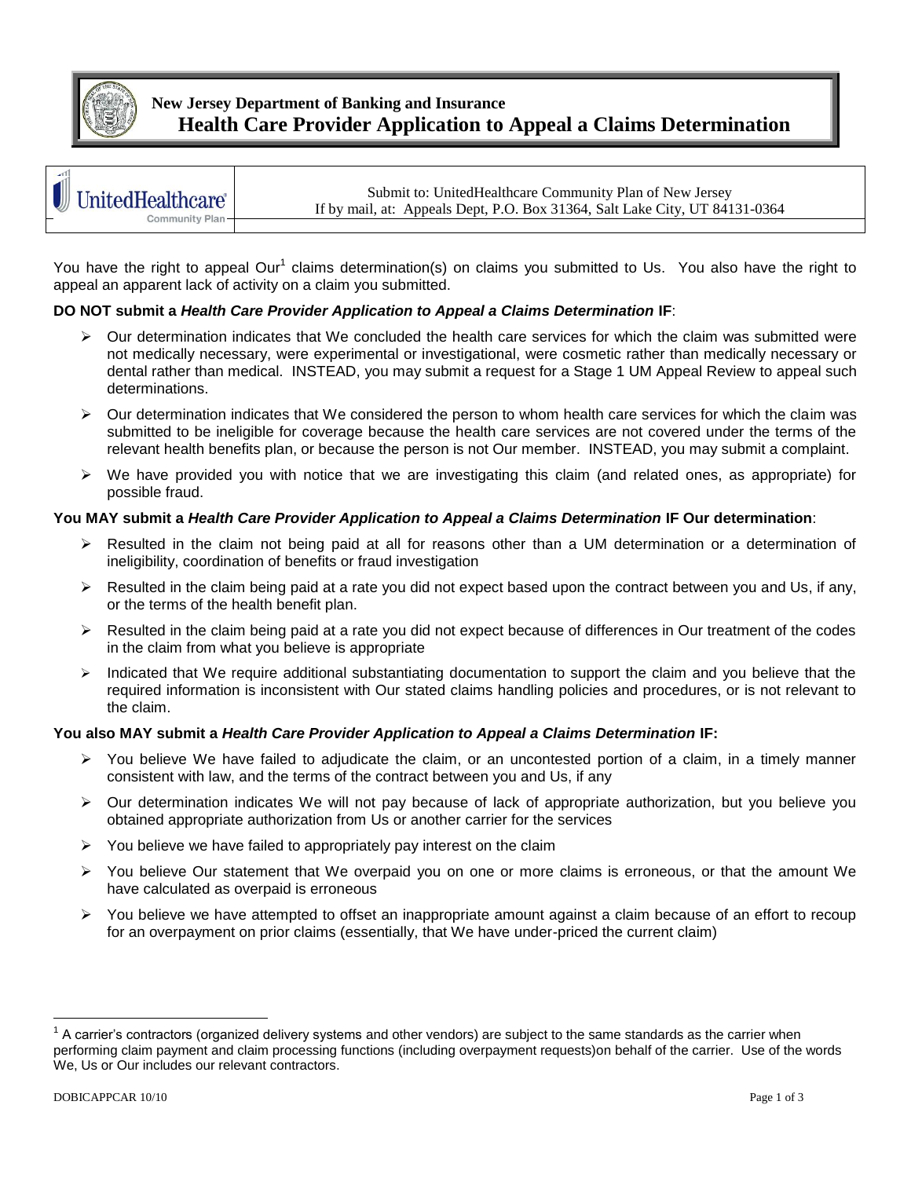**New Jersey Department of Banking and Insurance**

# Health Care Provider Application to Appeal a Claims Determination

| UnitedHealthcare Community Plan | Submit to: UnitedHealthcare Community Plan of New Jersey<br>If by mail, at: Appeals Dept, P.O. Box 31364, Salt Lake City, UT 84131-0364 |
|---|---|

You have the right to appeal Our[1] claims determination(s) on claims you submitted to Us. You also have the right to appeal an apparent lack of activity on a claim you submitted.

**DO NOT submit a *Health Care Provider Application to Appeal a Claims Determination* IF**:

- Our determination indicates that We concluded the health care services for which the claim was submitted were not medically necessary, were experimental or investigational, were cosmetic rather than medically necessary or dental rather than medical. INSTEAD, you may submit a request for a Stage 1 UM Appeal Review to appeal such determinations.
- Our determination indicates that We considered the person to whom health care services for which the claim was submitted to be ineligible for coverage because the health care services are not covered under the terms of the relevant health benefits plan, or because the person is not Our member. INSTEAD, you may submit a complaint.
- We have provided you with notice that we are investigating this claim (and related ones, as appropriate) for possible fraud.

**You MAY submit a *Health Care Provider Application to Appeal a Claims Determination* IF Our determination**:

- Resulted in the claim not being paid at all for reasons other than a UM determination or a determination of ineligibility, coordination of benefits or fraud investigation
- Resulted in the claim being paid at a rate you did not expect based upon the contract between you and Us, if any, or the terms of the health benefit plan.
- Resulted in the claim being paid at a rate you did not expect because of differences in Our treatment of the codes in the claim from what you believe is appropriate
- Indicated that We require additional substantiating documentation to support the claim and you believe that the required information is inconsistent with Our stated claims handling policies and procedures, or is not relevant to the claim.

**You also MAY submit a *Health Care Provider Application to Appeal a Claims Determination* IF:**

- You believe We have failed to adjudicate the claim, or an uncontested portion of a claim, in a timely manner consistent with law, and the terms of the contract between you and Us, if any
- Our determination indicates We will not pay because of lack of appropriate authorization, but you believe you obtained appropriate authorization from Us or another carrier for the services
- You believe we have failed to appropriately pay interest on the claim
- You believe Our statement that We overpaid you on one or more claims is erroneous, or that the amount We have calculated as overpaid is erroneous
- You believe we have attempted to offset an inappropriate amount against a claim because of an effort to recoup for an overpayment on prior claims (essentially, that We have under-priced the current claim)

[1] A carrier's contractors (organized delivery systems and other vendors) are subject to the same standards as the carrier when performing claim payment and claim processing functions (including overpayment requests)on behalf of the carrier. Use of the words We, Us or Our includes our relevant contractors.

DOBICAPPCAR 10/10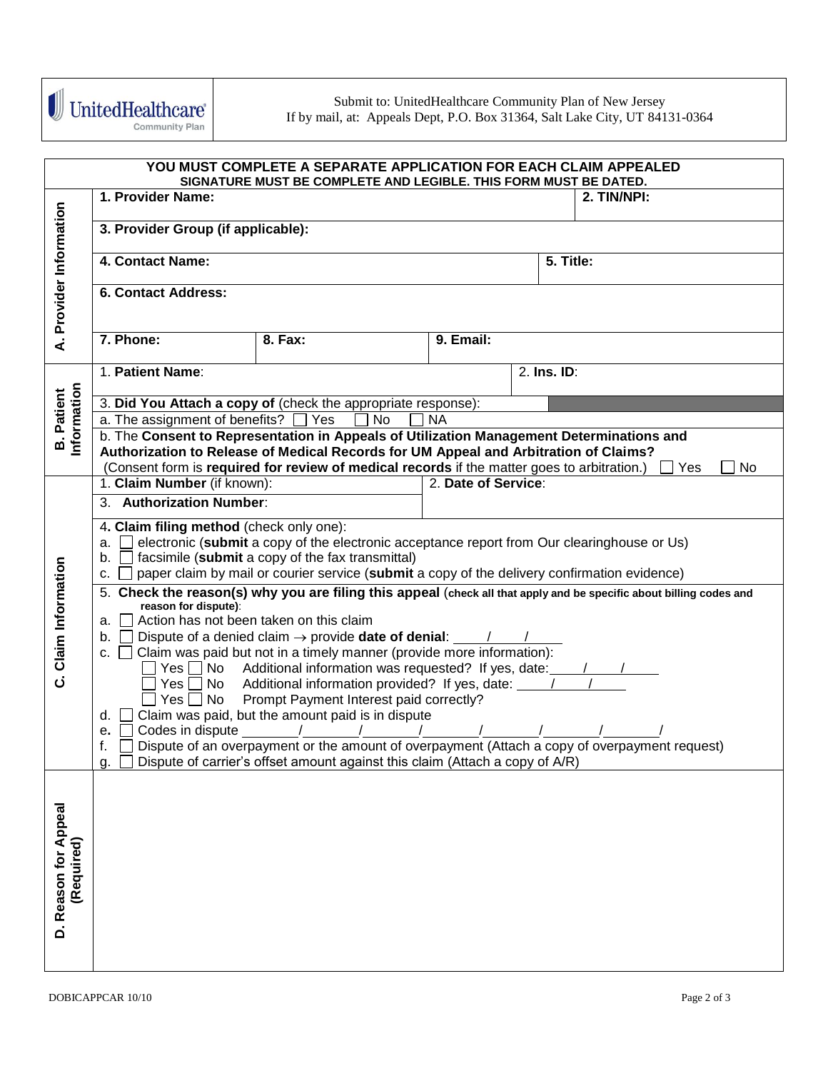UnitedHealthcare Community Plan

Submit to: UnitedHealthcare Community Plan of New Jersey
If by mail, at: Appeals Dept, P.O. Box 31364, Salt Lake City, UT 84131-0364

**YOU MUST COMPLETE A SEPARATE APPLICATION FOR EACH CLAIM APPEALED**
**SIGNATURE MUST BE COMPLETE AND LEGIBLE. THIS FORM MUST BE DATED.**

## A. Provider Information

| | | |
|---|---|---|
| **1. Provider Name:** | | **2. TIN/NPI:** |
| **3. Provider Group (if applicable):** | | |
| **4. Contact Name:** | | **5. Title:** |
| **6. Contact Address:** | | |
| **7. Phone:** | **8. Fax:** | **9. Email:** |

## B. Patient Information

| | |
|---|---|
| 1. **Patient Name**: | 2. **Ins. ID**: |

3. **Did You Attach a copy of** (check the appropriate response):

a. The assignment of benefits? ☐ Yes ☐ No ☐ NA

b. The **Consent to Representation in Appeals of Utilization Management Determinations and Authorization to Release of Medical Records for UM Appeal and Arbitration of Claims?** (Consent form is **required for review of medical records** if the matter goes to arbitration.) ☐ Yes ☐ No

## C. Claim Information

| | |
|---|---|
| 1. **Claim Number** (if known): | 2. **Date of Service**: |
| 3. **Authorization Number**: | |

4. **Claim filing method** (check only one):

a. ☐ electronic (**submit** a copy of the electronic acceptance report from Our clearinghouse or Us)
b. ☐ facsimile (**submit** a copy of the fax transmittal)
c. ☐ paper claim by mail or courier service (**submit** a copy of the delivery confirmation evidence)

5. **Check the reason(s) why you are filing this appeal** (**check all that apply and be specific about billing codes and reason for dispute**):

a. ☐ Action has not been taken on this claim
b. ☐ Dispute of a denied claim → provide **date of denial**: ____/____/____
c. ☐ Claim was paid but not in a timely manner (provide more information):
   - ☐ Yes ☐ No Additional information was requested? If yes, date:____/____/____
   - ☐ Yes ☐ No Additional information provided? If yes, date: ____/____/____
   - ☐ Yes ☐ No Prompt Payment Interest paid correctly?

d. ☐ Claim was paid, but the amount paid is in dispute
e. ☐ Codes in dispute _______/_______/_______/_______/_______/_______/_______/
f. ☐ Dispute of an overpayment or the amount of overpayment (Attach a copy of overpayment request)
g. ☐ Dispute of carrier's offset amount against this claim (Attach a copy of A/R)

## D. Reason for Appeal (Required)

DOBICAPPCAR 10/10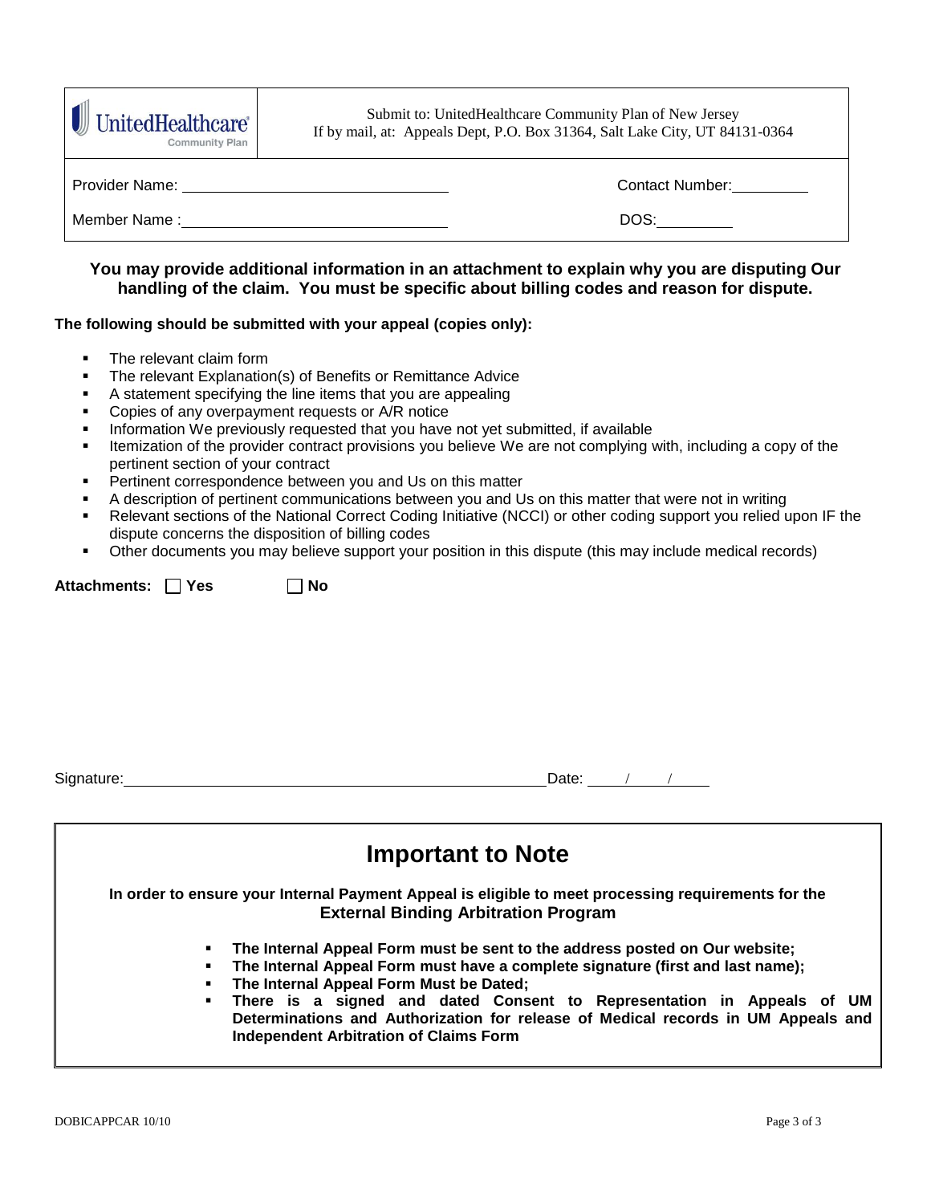| UnitedHealthcare Community Plan | Submit to: UnitedHealthcare Community Plan of New Jersey<br>If by mail, at: Appeals Dept, P.O. Box 31364, Salt Lake City, UT 84131-0364 |
|---|---|

Provider Name: ______________________________ Contact Number: _________

Member Name : ______________________________ DOS: _________

**You may provide additional information in an attachment to explain why you are disputing Our handling of the claim. You must be specific about billing codes and reason for dispute.**

**The following should be submitted with your appeal (copies only):**

- The relevant claim form
- The relevant Explanation(s) of Benefits or Remittance Advice
- A statement specifying the line items that you are appealing
- Copies of any overpayment requests or A/R notice
- Information We previously requested that you have not yet submitted, if available
- Itemization of the provider contract provisions you believe We are not complying with, including a copy of the pertinent section of your contract
- Pertinent correspondence between you and Us on this matter
- A description of pertinent communications between you and Us on this matter that were not in writing
- Relevant sections of the National Correct Coding Initiative (NCCI) or other coding support you relied upon IF the dispute concerns the disposition of billing codes
- Other documents you may believe support your position in this dispute (this may include medical records)

**Attachments:** ☐ **Yes** ☐ **No**

Signature: ________________________________________ Date: ____/____/____

## Important to Note

**In order to ensure your Internal Payment Appeal is eligible to meet processing requirements for the External Binding Arbitration Program**

- **The Internal Appeal Form must be sent to the address posted on Our website;**
- **The Internal Appeal Form must have a complete signature (first and last name);**
- **The Internal Appeal Form Must be Dated;**
- **There is a signed and dated Consent to Representation in Appeals of UM Determinations and Authorization for release of Medical records in UM Appeals and Independent Arbitration of Claims Form**

DOBICAPPCAR 10/10